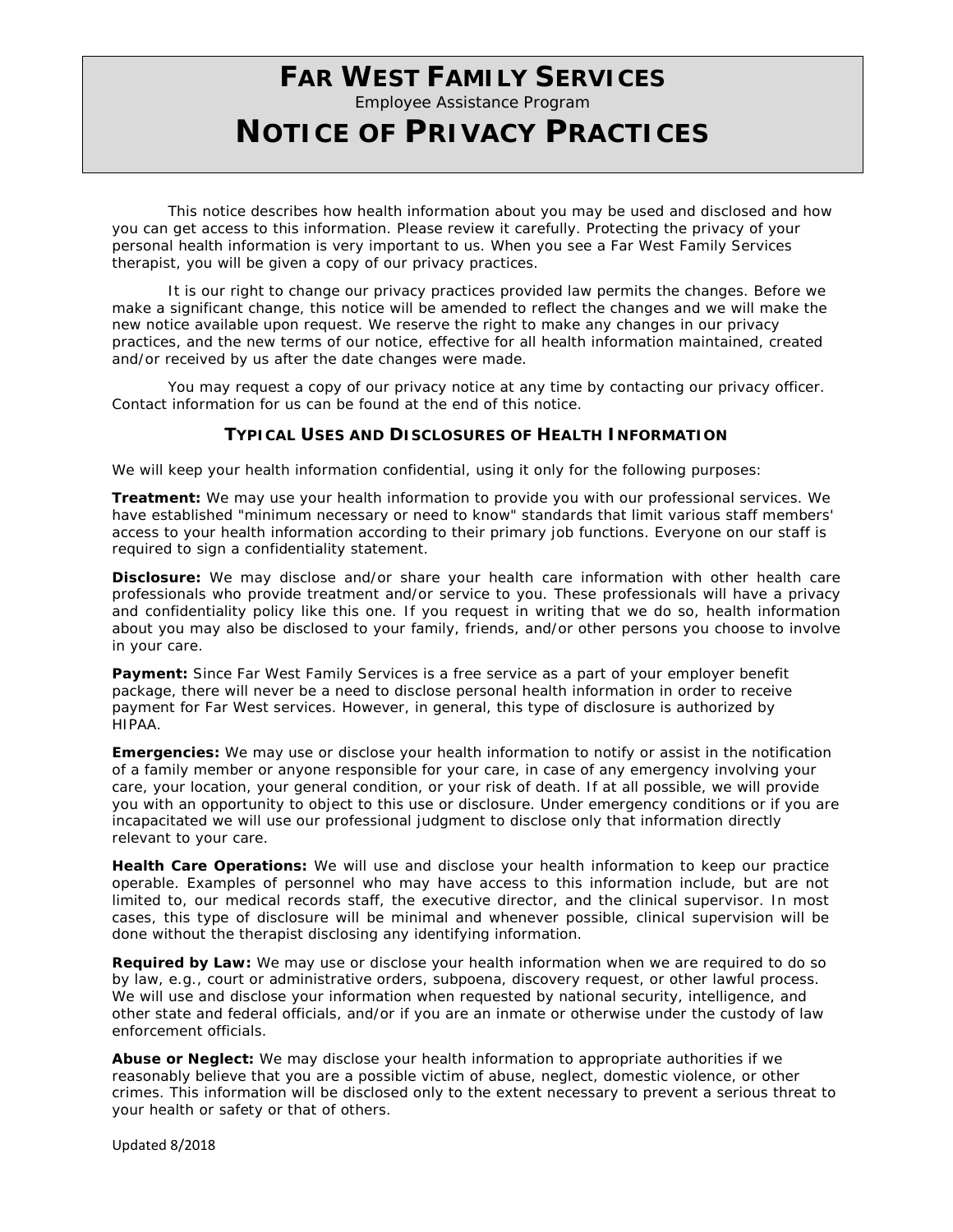# Far West Family Services

Employee Assistance Program

# Notice of Privacy Practices

This notice describes how health information about you may be used and disclosed and how you can get access to this information. Please review it carefully. Protecting the privacy of your personal health information is very important to us. When you see a Far West Family Services therapist, you will be given a copy of our privacy practices.

It is our right to change our privacy practices provided law permits the changes. Before we make a significant change, this notice will be amended to reflect the changes and we will make the new notice available upon request. We reserve the right to make any changes in our privacy practices, and the new terms of our notice, effective for all health information maintained, created and/or received by us after the date changes were made.

You may request a copy of our privacy notice at any time by contacting our privacy officer. Contact information for us can be found at the end of this notice.

## Typical Uses and Disclosures of Health Information

We will keep your health information confidential, using it only for the following purposes:

**Treatment:** We may use your health information to provide you with our professional services. We have established "minimum necessary or need to know" standards that limit various staff members' access to your health information according to their primary job functions. Everyone on our staff is required to sign a confidentiality statement.

**Disclosure:** We may disclose and/or share your health care information with other health care professionals who provide treatment and/or service to you. These professionals will have a privacy and confidentiality policy like this one. If you request in writing that we do so, health information about you may also be disclosed to your family, friends, and/or other persons you choose to involve in your care.

**Payment:** Since Far West Family Services is a free service as a part of your employer benefit package, there will never be a need to disclose personal health information in order to receive payment for Far West services. However, in general, this type of disclosure is authorized by HIPAA.

**Emergencies:** We may use or disclose your health information to notify or assist in the notification of a family member or anyone responsible for your care, in case of any emergency involving your care, your location, your general condition, or your risk of death. If at all possible, we will provide you with an opportunity to object to this use or disclosure. Under emergency conditions or if you are incapacitated we will use our professional judgment to disclose only that information directly relevant to your care.

**Health Care Operations:** We will use and disclose your health information to keep our practice operable. Examples of personnel who may have access to this information include, but are not limited to, our medical records staff, the executive director, and the clinical supervisor. In most cases, this type of disclosure will be minimal and whenever possible, clinical supervision will be done without the therapist disclosing any identifying information.

**Required by Law:** We may use or disclose your health information when we are required to do so by law, e.g., court or administrative orders, subpoena, discovery request, or other lawful process. We will use and disclose your information when requested by national security, intelligence, and other state and federal officials, and/or if you are an inmate or otherwise under the custody of law enforcement officials.

**Abuse or Neglect:** We may disclose your health information to appropriate authorities if we reasonably believe that you are a possible victim of abuse, neglect, domestic violence, or other crimes. This information will be disclosed only to the extent necessary to prevent a serious threat to your health or safety or that of others.

Updated 8/2018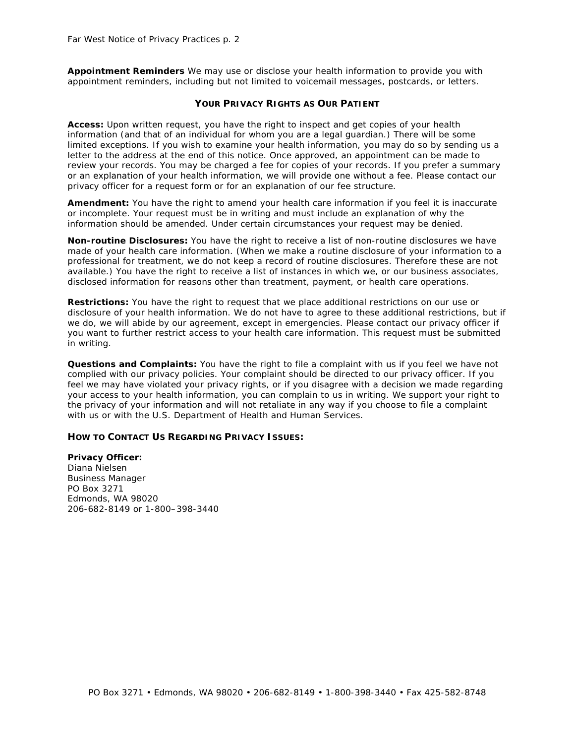**Appointment Reminders** We may use or disclose your health information to provide you with appointment reminders, including but not limited to voicemail messages, postcards, or letters.

## YOUR PRIVACY RIGHTS AS OUR PATIENT

**Access:** Upon written request, you have the right to inspect and get copies of your health information (and that of an individual for whom you are a legal guardian.) There will be some limited exceptions. If you wish to examine your health information, you may do so by sending us a letter to the address at the end of this notice. Once approved, an appointment can be made to review your records. You may be charged a fee for copies of your records. If you prefer a summary or an explanation of your health information, we will provide one without a fee. Please contact our privacy officer for a request form or for an explanation of our fee structure.

**Amendment:** You have the right to amend your health care information if you feel it is inaccurate or incomplete. Your request must be in writing and must include an explanation of why the information should be amended. Under certain circumstances your request may be denied.

**Non-routine Disclosures:** You have the right to receive a list of non-routine disclosures we have made of your health care information. (When we make a routine disclosure of your information to a professional for treatment, we do not keep a record of routine disclosures. Therefore these are not available.) You have the right to receive a list of instances in which we, or our business associates, disclosed information for reasons other than treatment, payment, or health care operations.

**Restrictions:** You have the right to request that we place additional restrictions on our use or disclosure of your health information. We do not have to agree to these additional restrictions, but if we do, we will abide by our agreement, except in emergencies. Please contact our privacy officer if you want to further restrict access to your health care information. This request must be submitted in writing.

**Questions and Complaints:** You have the right to file a complaint with us if you feel we have not complied with our privacy policies. Your complaint should be directed to our privacy officer. If you feel we may have violated your privacy rights, or if you disagree with a decision we made regarding your access to your health information, you can complain to us in writing. We support your right to the privacy of your information and will not retaliate in any way if you choose to file a complaint with us or with the U.S. Department of Health and Human Services.

## HOW TO CONTACT US REGARDING PRIVACY ISSUES:

**Privacy Officer:**
Diana Nielsen
Business Manager
PO Box 3271
Edmonds, WA 98020
206-682-8149 or 1-800–398-3440